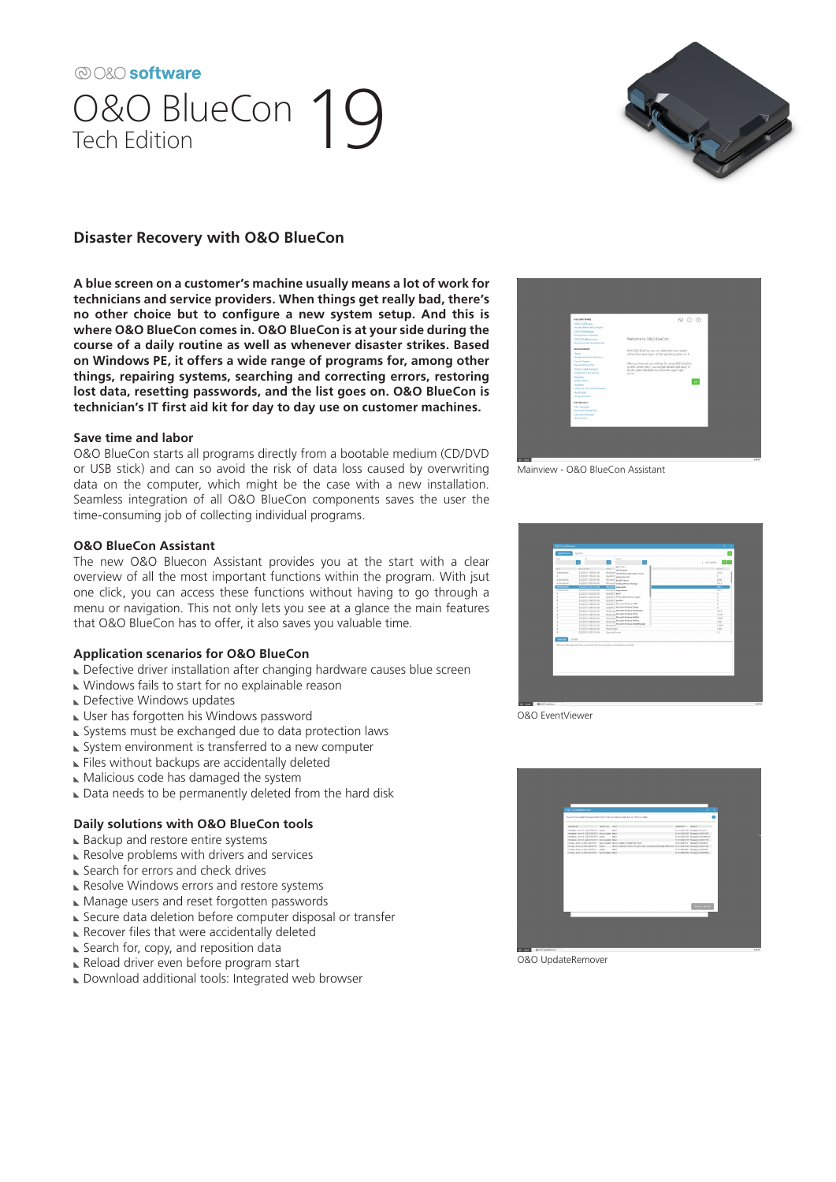O&O software

# O&O BlueCon 19
Tech Edition

## Disaster Recovery with O&O BlueCon

**A blue screen on a customer's machine usually means a lot of work for technicians and service providers. When things get really bad, there's no other choice but to configure a new system setup. And this is where O&O BlueCon comes in. O&O BlueCon is at your side during the course of a daily routine as well as whenever disaster strikes. Based on Windows PE, it offers a wide range of programs for, among other things, repairing systems, searching and correcting errors, restoring lost data, resetting passwords, and the list goes on. O&O BlueCon is technician's IT first aid kit for day to day use on customer machines.**

### Save time and labor

O&O BlueCon starts all programs directly from a bootable medium (CD/DVD or USB stick) and can so avoid the risk of data loss caused by overwriting data on the computer, which might be the case with a new installation. Seamless integration of all O&O BlueCon components saves the user the time-consuming job of collecting individual programs.

### O&O BlueCon Assistant

The new O&O Bluecon Assistant provides you at the start with a clear overview of all the most important functions within the program. With jsut one click, you can access these functions without having to go through a menu or navigation. This not only lets you see at a glance the main features that O&O BlueCon has to offer, it also saves you valuable time.

### Application scenarios for O&O BlueCon

- Defective driver installation after changing hardware causes blue screen
- Windows fails to start for no explainable reason
- Defective Windows updates
- User has forgotten his Windows password
- Systems must be exchanged due to data protection laws
- System environment is transferred to a new computer
- Files without backups are accidentally deleted
- Malicious code has damaged the system
- Data needs to be permanently deleted from the hard disk

### Daily solutions with O&O BlueCon tools

- Backup and restore entire systems
- Resolve problems with drivers and services
- Search for errors and check drives
- Resolve Windows errors and restore systems
- Manage users and reset forgotten passwords
- Secure data deletion before computer disposal or transfer
- Recover files that were accidentally deleted
- Search for, copy, and reposition data
- Reload driver even before program start
- Download additional tools: Integrated web browser

Mainview - O&O BlueCon Assistant

O&O EventViewer

O&O UpdateRemover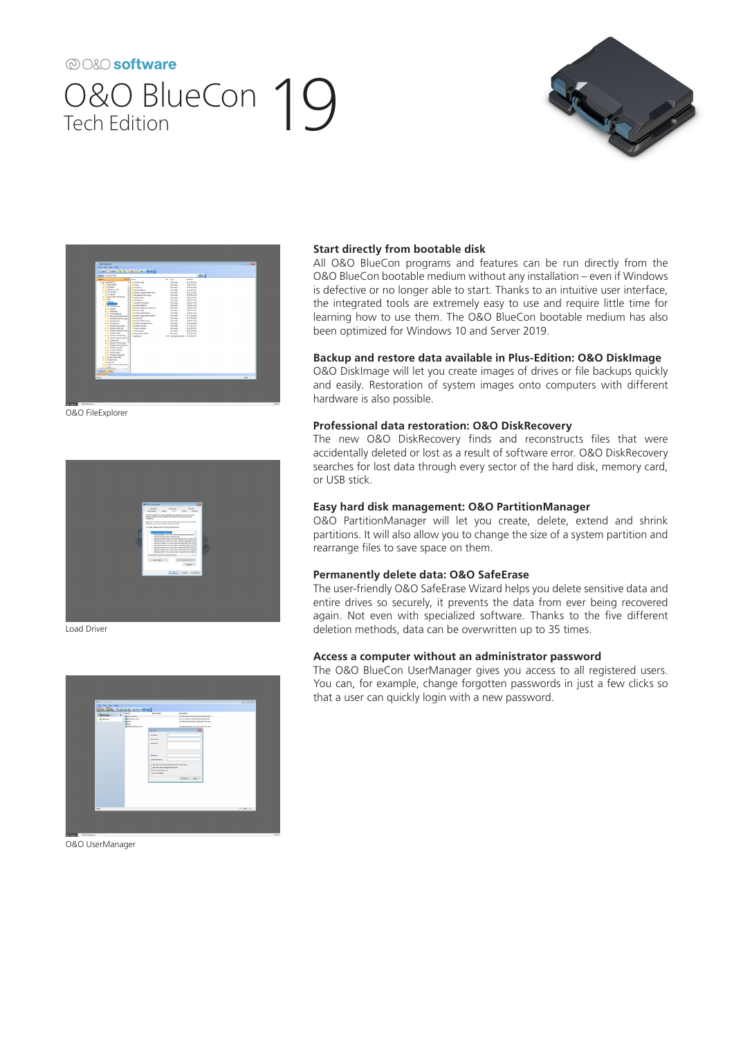O&O software

# O&O BlueCon 19
Tech Edition

O&O FileExplorer

Load Driver

O&O UserManager

### Start directly from bootable disk

All O&O BlueCon programs and features can be run directly from the O&O BlueCon bootable medium without any installation – even if Windows is defective or no longer able to start. Thanks to an intuitive user interface, the integrated tools are extremely easy to use and require little time for learning how to use them. The O&O BlueCon bootable medium has also been optimized for Windows 10 and Server 2019.

### Backup and restore data available in Plus-Edition: O&O DiskImage

O&O DiskImage will let you create images of drives or file backups quickly and easily. Restoration of system images onto computers with different hardware is also possible.

### Professional data restoration: O&O DiskRecovery

The new O&O DiskRecovery finds and reconstructs files that were accidentally deleted or lost as a result of software error. O&O DiskRecovery searches for lost data through every sector of the hard disk, memory card, or USB stick.

### Easy hard disk management: O&O PartitionManager

O&O PartitionManager will let you create, delete, extend and shrink partitions. It will also allow you to change the size of a system partition and rearrange files to save space on them.

### Permanently delete data: O&O SafeErase

The user-friendly O&O SafeErase Wizard helps you delete sensitive data and entire drives so securely, it prevents the data from ever being recovered again. Not even with specialized software. Thanks to the five different deletion methods, data can be overwritten up to 35 times.

### Access a computer without an administrator password

The O&O BlueCon UserManager gives you access to all registered users. You can, for example, change forgotten passwords in just a few clicks so that a user can quickly login with a new password.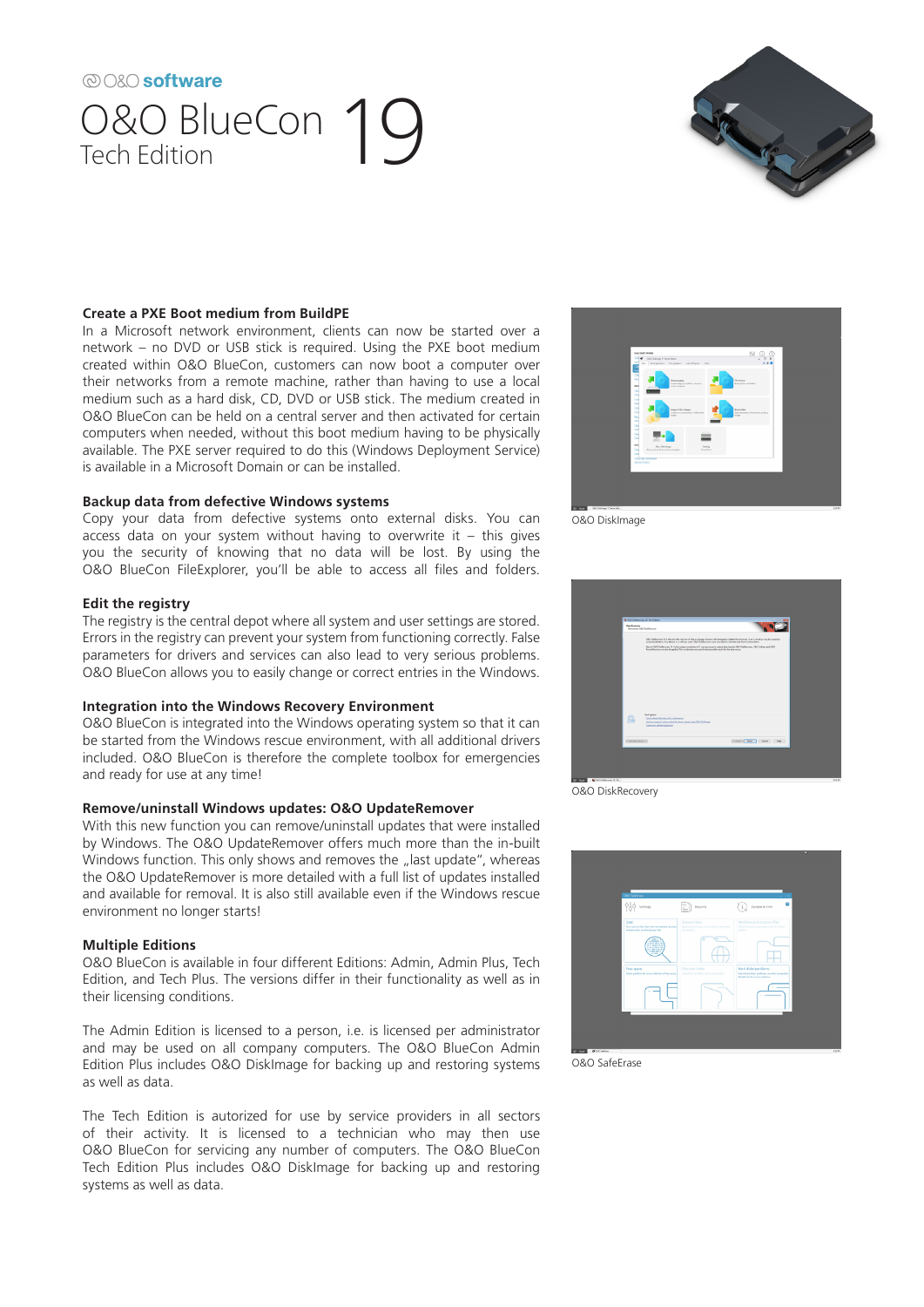O&O software

# O&O BlueCon 19
## Tech Edition

### Create a PXE Boot medium from BuildPE

In a Microsoft network environment, clients can now be started over a network – no DVD or USB stick is required. Using the PXE boot medium created within O&O BlueCon, customers can now boot a computer over their networks from a remote machine, rather than having to use a local medium such as a hard disk, CD, DVD or USB stick. The medium created in O&O BlueCon can be held on a central server and then activated for certain computers when needed, without this boot medium having to be physically available. The PXE server required to do this (Windows Deployment Service) is available in a Microsoft Domain or can be installed.

### Backup data from defective Windows systems

Copy your data from defective systems onto external disks. You can access data on your system without having to overwrite it – this gives you the security of knowing that no data will be lost. By using the O&O BlueCon FileExplorer, you'll be able to access all files and folders.

### Edit the registry

The registry is the central depot where all system and user settings are stored. Errors in the registry can prevent your system from functioning correctly. False parameters for drivers and services can also lead to very serious problems. O&O BlueCon allows you to easily change or correct entries in the Windows.

### Integration into the Windows Recovery Environment

O&O BlueCon is integrated into the Windows operating system so that it can be started from the Windows rescue environment, with all additional drivers included. O&O BlueCon is therefore the complete toolbox for emergencies and ready for use at any time!

### Remove/uninstall Windows updates: O&O UpdateRemover

With this new function you can remove/uninstall updates that were installed by Windows. The O&O UpdateRemover offers much more than the in-built Windows function. This only shows and removes the „last update", whereas the O&O UpdateRemover is more detailed with a full list of updates installed and available for removal. It is also still available even if the Windows rescue environment no longer starts!

### Multiple Editions

O&O BlueCon is available in four different Editions: Admin, Admin Plus, Tech Edition, and Tech Plus. The versions differ in their functionality as well as in their licensing conditions.

The Admin Edition is licensed to a person, i.e. is licensed per administrator and may be used on all company computers. The O&O BlueCon Admin Edition Plus includes O&O DiskImage for backing up and restoring systems as well as data.

The Tech Edition is autorized for use by service providers in all sectors of their activity. It is licensed to a technician who may then use O&O BlueCon for servicing any number of computers. The O&O BlueCon Tech Edition Plus includes O&O DiskImage for backing up and restoring systems as well as data.

O&O DiskImage

O&O DiskRecovery

O&O SafeErase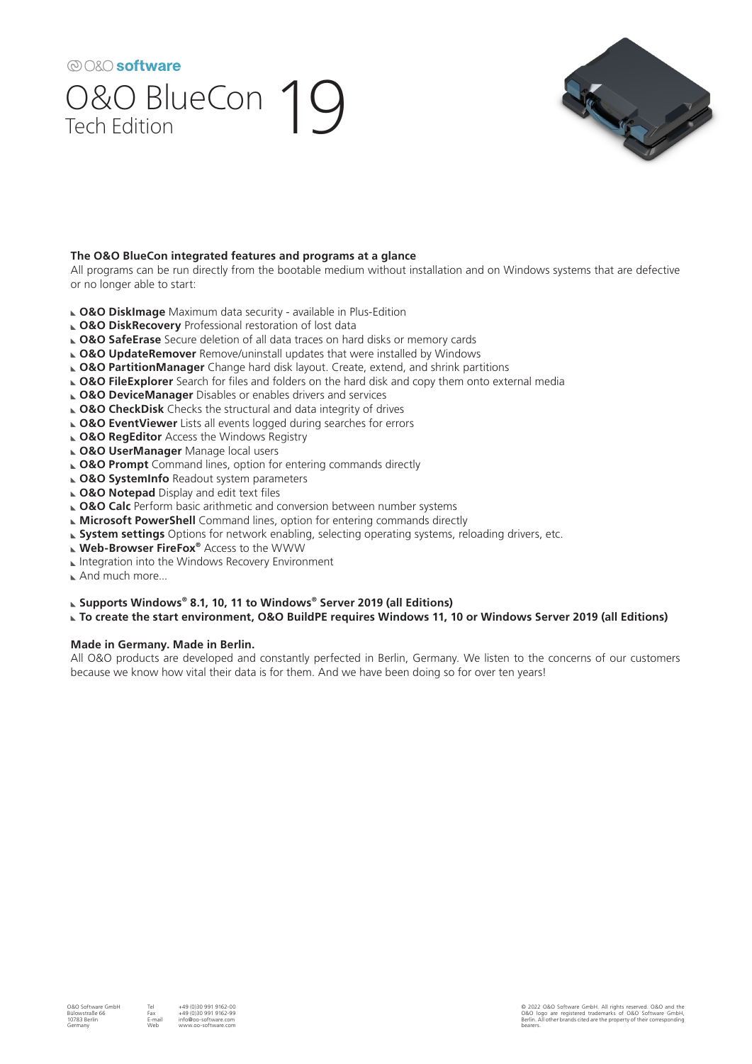O&O software

# O&O BlueCon 19
## Tech Edition

**The O&O BlueCon integrated features and programs at a glance**

All programs can be run directly from the bootable medium without installation and on Windows systems that are defective or no longer able to start:

- **O&O DiskImage** Maximum data security - available in Plus-Edition
- **O&O DiskRecovery** Professional restoration of lost data
- **O&O SafeErase** Secure deletion of all data traces on hard disks or memory cards
- **O&O UpdateRemover** Remove/uninstall updates that were installed by Windows
- **O&O PartitionManager** Change hard disk layout. Create, extend, and shrink partitions
- **O&O FileExplorer** Search for files and folders on the hard disk and copy them onto external media
- **O&O DeviceManager** Disables or enables drivers and services
- **O&O CheckDisk** Checks the structural and data integrity of drives
- **O&O EventViewer** Lists all events logged during searches for errors
- **O&O RegEditor** Access the Windows Registry
- **O&O UserManager** Manage local users
- **O&O Prompt** Command lines, option for entering commands directly
- **O&O SystemInfo** Readout system parameters
- **O&O Notepad** Display and edit text files
- **O&O Calc** Perform basic arithmetic and conversion between number systems
- **Microsoft PowerShell** Command lines, option for entering commands directly
- **System settings** Options for network enabling, selecting operating systems, reloading drivers, etc.
- **Web-Browser FireFox®** Access to the WWW
- Integration into the Windows Recovery Environment
- And much more...

- **Supports Windows® 8.1, 10, 11 to Windows® Server 2019 (all Editions)**
- **To create the start environment, O&O BuildPE requires Windows 11, 10 or Windows Server 2019 (all Editions)**

**Made in Germany. Made in Berlin.**

All O&O products are developed and constantly perfected in Berlin, Germany. We listen to the concerns of our customers because we know how vital their data is for them. And we have been doing so for over ten years!

O&O Software GmbH
Bülowstraße 66
10783 Berlin
Germany

Tel +49 (0)30 991 9162-00
Fax +49 (0)30 991 9162-99
E-mail info@oo-software.com
Web www.oo-software.com

© 2022 O&O Software GmbH. All rights reserved. O&O and the O&O logo are registered trademarks of O&O Software GmbH, Berlin. All other brands cited are the property of their corresponding bearers.